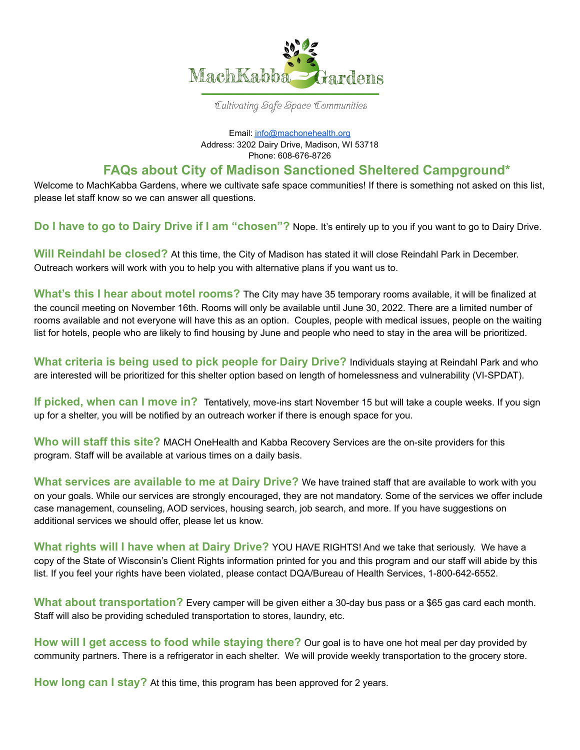MachKabba Gardens

*Cultivating Safe Space Communities*

Email: info@machonehealth.org
Address: 3202 Dairy Drive, Madison, WI 53718
Phone: 608-676-8726

## FAQs about City of Madison Sanctioned Sheltered Campground*

Welcome to MachKabba Gardens, where we cultivate safe space communities! If there is something not asked on this list, please let staff know so we can answer all questions.

**Do I have to go to Dairy Drive if I am "chosen"?** Nope. It's entirely up to you if you want to go to Dairy Drive.

**Will Reindahl be closed?** At this time, the City of Madison has stated it will close Reindahl Park in December. Outreach workers will work with you to help you with alternative plans if you want us to.

**What's this I hear about motel rooms?** The City may have 35 temporary rooms available, it will be finalized at the council meeting on November 16th. Rooms will only be available until June 30, 2022. There are a limited number of rooms available and not everyone will have this as an option. Couples, people with medical issues, people on the waiting list for hotels, people who are likely to find housing by June and people who need to stay in the area will be prioritized.

**What criteria is being used to pick people for Dairy Drive?** Individuals staying at Reindahl Park and who are interested will be prioritized for this shelter option based on length of homelessness and vulnerability (VI-SPDAT).

**If picked, when can I move in?** Tentatively, move-ins start November 15 but will take a couple weeks. If you sign up for a shelter, you will be notified by an outreach worker if there is enough space for you.

**Who will staff this site?** MACH OneHealth and Kabba Recovery Services are the on-site providers for this program. Staff will be available at various times on a daily basis.

**What services are available to me at Dairy Drive?** We have trained staff that are available to work with you on your goals. While our services are strongly encouraged, they are not mandatory. Some of the services we offer include case management, counseling, AOD services, housing search, job search, and more. If you have suggestions on additional services we should offer, please let us know.

**What rights will I have when at Dairy Drive?** YOU HAVE RIGHTS! And we take that seriously. We have a copy of the State of Wisconsin's Client Rights information printed for you and this program and our staff will abide by this list. If you feel your rights have been violated, please contact DQA/Bureau of Health Services, 1-800-642-6552.

**What about transportation?** Every camper will be given either a 30-day bus pass or a $65 gas card each month. Staff will also be providing scheduled transportation to stores, laundry, etc.

**How will I get access to food while staying there?** Our goal is to have one hot meal per day provided by community partners. There is a refrigerator in each shelter. We will provide weekly transportation to the grocery store.

**How long can I stay?** At this time, this program has been approved for 2 years.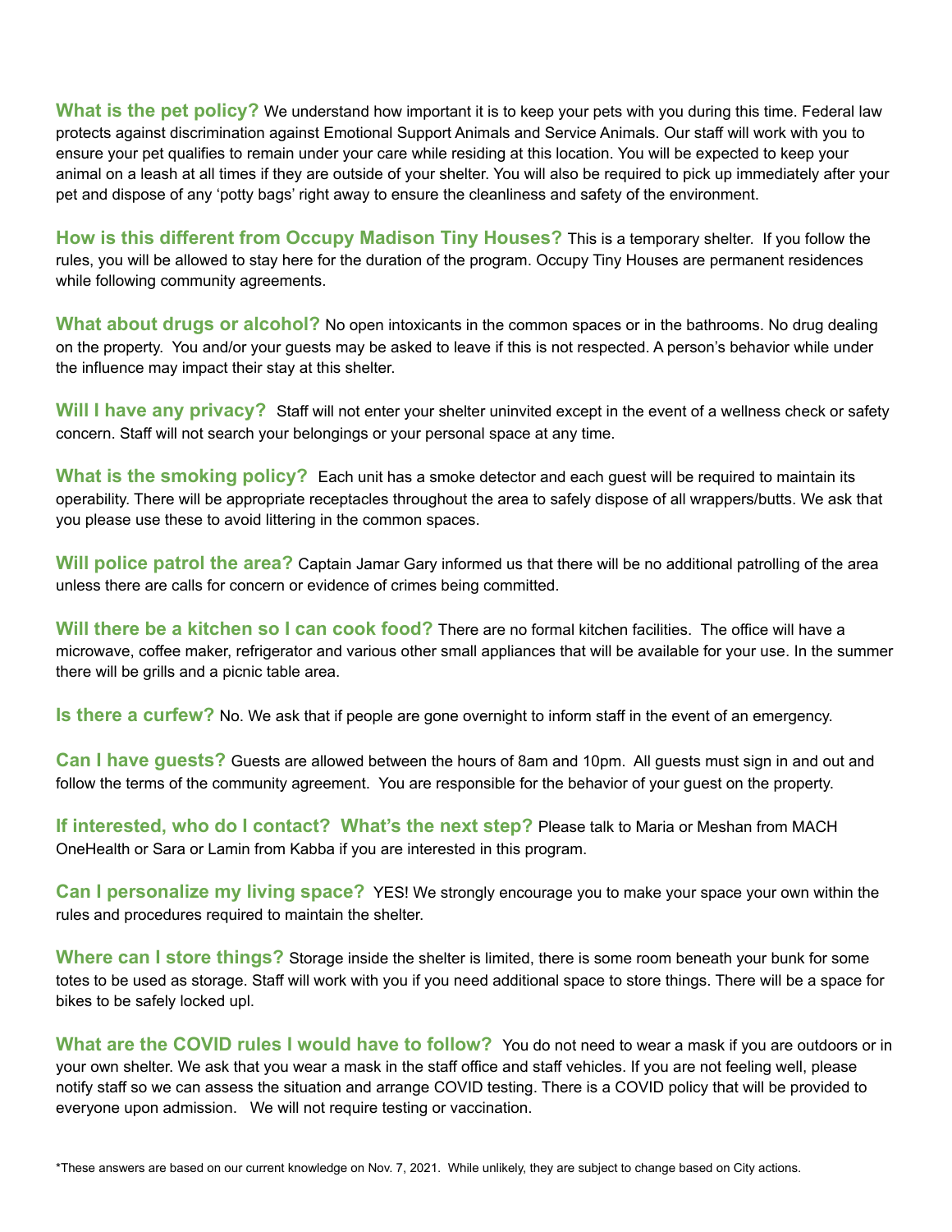**What is the pet policy?** We understand how important it is to keep your pets with you during this time. Federal law protects against discrimination against Emotional Support Animals and Service Animals. Our staff will work with you to ensure your pet qualifies to remain under your care while residing at this location. You will be expected to keep your animal on a leash at all times if they are outside of your shelter. You will also be required to pick up immediately after your pet and dispose of any 'potty bags' right away to ensure the cleanliness and safety of the environment.

**How is this different from Occupy Madison Tiny Houses?** This is a temporary shelter. If you follow the rules, you will be allowed to stay here for the duration of the program. Occupy Tiny Houses are permanent residences while following community agreements.

**What about drugs or alcohol?** No open intoxicants in the common spaces or in the bathrooms. No drug dealing on the property. You and/or your guests may be asked to leave if this is not respected. A person's behavior while under the influence may impact their stay at this shelter.

**Will I have any privacy?** Staff will not enter your shelter uninvited except in the event of a wellness check or safety concern. Staff will not search your belongings or your personal space at any time.

**What is the smoking policy?** Each unit has a smoke detector and each guest will be required to maintain its operability. There will be appropriate receptacles throughout the area to safely dispose of all wrappers/butts. We ask that you please use these to avoid littering in the common spaces.

**Will police patrol the area?** Captain Jamar Gary informed us that there will be no additional patrolling of the area unless there are calls for concern or evidence of crimes being committed.

**Will there be a kitchen so I can cook food?** There are no formal kitchen facilities. The office will have a microwave, coffee maker, refrigerator and various other small appliances that will be available for your use. In the summer there will be grills and a picnic table area.

**Is there a curfew?** No. We ask that if people are gone overnight to inform staff in the event of an emergency.

**Can I have guests?** Guests are allowed between the hours of 8am and 10pm. All guests must sign in and out and follow the terms of the community agreement. You are responsible for the behavior of your guest on the property.

**If interested, who do I contact? What's the next step?** Please talk to Maria or Meshan from MACH OneHealth or Sara or Lamin from Kabba if you are interested in this program.

**Can I personalize my living space?** YES! We strongly encourage you to make your space your own within the rules and procedures required to maintain the shelter.

**Where can I store things?** Storage inside the shelter is limited, there is some room beneath your bunk for some totes to be used as storage. Staff will work with you if you need additional space to store things. There will be a space for bikes to be safely locked upl.

**What are the COVID rules I would have to follow?** You do not need to wear a mask if you are outdoors or in your own shelter. We ask that you wear a mask in the staff office and staff vehicles. If you are not feeling well, please notify staff so we can assess the situation and arrange COVID testing. There is a COVID policy that will be provided to everyone upon admission. We will not require testing or vaccination.

*These answers are based on our current knowledge on Nov. 7, 2021. While unlikely, they are subject to change based on City actions.